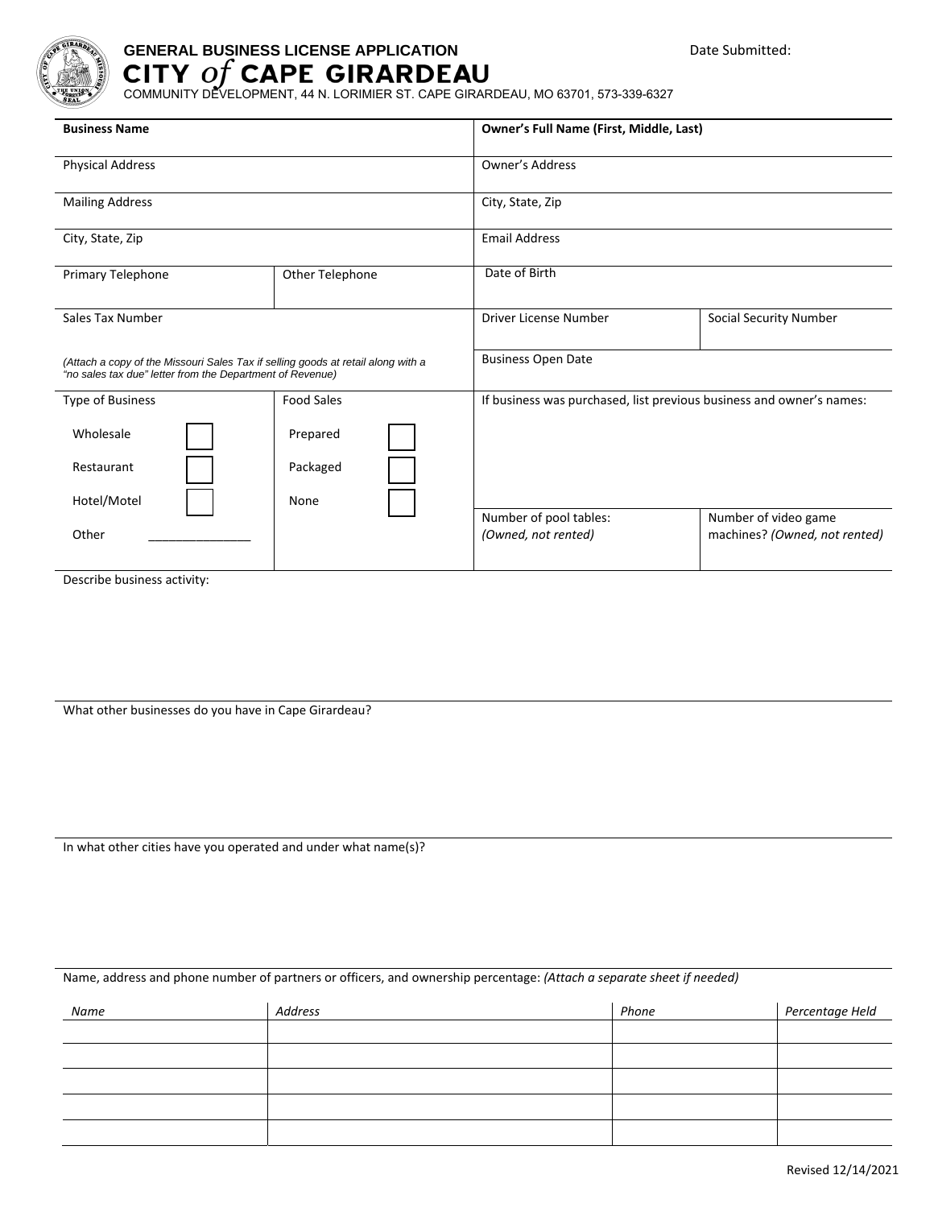# GENERAL BUSINESS LICENSE APPLICATION

Date Submitted:

## CITY *of* CAPE GIRARDEAU

COMMUNITY DEVELOPMENT, 44 N. LORIMIER ST. CAPE GIRARDEAU, MO 63701, 573-339-6327

| **Business Name** | | **Owner's Full Name (First, Middle, Last)** | |
|---|---|---|---|
| Physical Address | | Owner's Address | |
| Mailing Address | | City, State, Zip | |
| City, State, Zip | | Email Address | |
| Primary Telephone | Other Telephone | Date of Birth | |
| Sales Tax Number | | Driver License Number | Social Security Number |
| *(Attach a copy of the Missouri Sales Tax if selling goods at retail along with a "no sales tax due" letter from the Department of Revenue)* | | Business Open Date | |
| Type of Business<br>Wholesale ☐<br>Restaurant ☐<br>Hotel/Motel ☐<br>Other _______________ | Food Sales<br>Prepared ☐<br>Packaged ☐<br>None ☐ | If business was purchased, list previous business and owner's names: | |
| | | Number of pool tables: *(Owned, not rented)* | Number of video game machines? *(Owned, not rented)* |

Describe business activity:

What other businesses do you have in Cape Girardeau?

In what other cities have you operated and under what name(s)?

Name, address and phone number of partners or officers, and ownership percentage: *(Attach a separate sheet if needed)*

| *Name* | *Address* | *Phone* | *Percentage Held* |
|---|---|---|---|
| | | | |
| | | | |
| | | | |
| | | | |
| | | | |

Revised 12/14/2021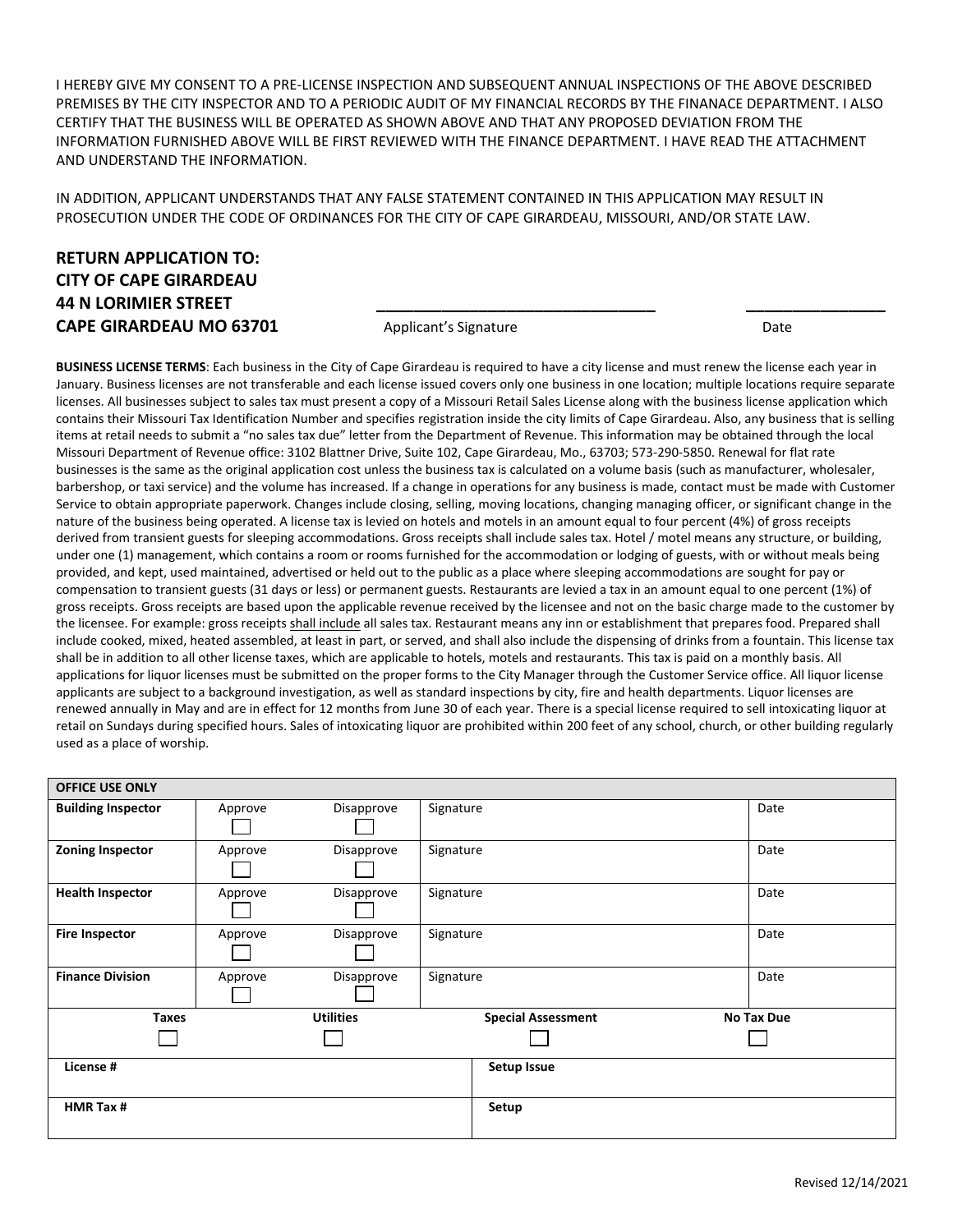I HEREBY GIVE MY CONSENT TO A PRE-LICENSE INSPECTION AND SUBSEQUENT ANNUAL INSPECTIONS OF THE ABOVE DESCRIBED PREMISES BY THE CITY INSPECTOR AND TO A PERIODIC AUDIT OF MY FINANCIAL RECORDS BY THE FINANACE DEPARTMENT. I ALSO CERTIFY THAT THE BUSINESS WILL BE OPERATED AS SHOWN ABOVE AND THAT ANY PROPOSED DEVIATION FROM THE INFORMATION FURNISHED ABOVE WILL BE FIRST REVIEWED WITH THE FINANCE DEPARTMENT. I HAVE READ THE ATTACHMENT AND UNDERSTAND THE INFORMATION.

IN ADDITION, APPLICANT UNDERSTANDS THAT ANY FALSE STATEMENT CONTAINED IN THIS APPLICATION MAY RESULT IN PROSECUTION UNDER THE CODE OF ORDINANCES FOR THE CITY OF CAPE GIRARDEAU, MISSOURI, AND/OR STATE LAW.

**RETURN APPLICATION TO:**
**CITY OF CAPE GIRARDEAU**
**44 N LORIMIER STREET**
**CAPE GIRARDEAU MO 63701**

\_\_\_\_\_\_\_\_\_\_\_\_\_\_\_\_\_\_\_\_\_\_\_\_\_\_\_\_\_\_\_\_ \_\_\_\_\_\_\_\_\_\_\_\_\_\_\_\_
Applicant's Signature Date

**BUSINESS LICENSE TERMS**: Each business in the City of Cape Girardeau is required to have a city license and must renew the license each year in January. Business licenses are not transferable and each license issued covers only one business in one location; multiple locations require separate licenses. All businesses subject to sales tax must present a copy of a Missouri Retail Sales License along with the business license application which contains their Missouri Tax Identification Number and specifies registration inside the city limits of Cape Girardeau. Also, any business that is selling items at retail needs to submit a "no sales tax due" letter from the Department of Revenue. This information may be obtained through the local Missouri Department of Revenue office: 3102 Blattner Drive, Suite 102, Cape Girardeau, Mo., 63703; 573-290-5850. Renewal for flat rate businesses is the same as the original application cost unless the business tax is calculated on a volume basis (such as manufacturer, wholesaler, barbershop, or taxi service) and the volume has increased. If a change in operations for any business is made, contact must be made with Customer Service to obtain appropriate paperwork. Changes include closing, selling, moving locations, changing managing officer, or significant change in the nature of the business being operated. A license tax is levied on hotels and motels in an amount equal to four percent (4%) of gross receipts derived from transient guests for sleeping accommodations. Gross receipts shall include sales tax. Hotel / motel means any structure, or building, under one (1) management, which contains a room or rooms furnished for the accommodation or lodging of guests, with or without meals being provided, and kept, used maintained, advertised or held out to the public as a place where sleeping accommodations are sought for pay or compensation to transient guests (31 days or less) or permanent guests. Restaurants are levied a tax in an amount equal to one percent (1%) of gross receipts. Gross receipts are based upon the applicable revenue received by the licensee and not on the basic charge made to the customer by the licensee. For example: gross receipts shall include all sales tax. Restaurant means any inn or establishment that prepares food. Prepared shall include cooked, mixed, heated assembled, at least in part, or served, and shall also include the dispensing of drinks from a fountain. This license tax shall be in addition to all other license taxes, which are applicable to hotels, motels and restaurants. This tax is paid on a monthly basis. All applications for liquor licenses must be submitted on the proper forms to the City Manager through the Customer Service office. All liquor license applicants are subject to a background investigation, as well as standard inspections by city, fire and health departments. Liquor licenses are renewed annually in May and are in effect for 12 months from June 30 of each year. There is a special license required to sell intoxicating liquor at retail on Sundays during specified hours. Sales of intoxicating liquor are prohibited within 200 feet of any school, church, or other building regularly used as a place of worship.

| **OFFICE USE ONLY** | | | | |
|---|---|---|---|---|
| **Building Inspector** | Approve ☐ | Disapprove ☐ | Signature | Date |
| **Zoning Inspector** | Approve ☐ | Disapprove ☐ | Signature | Date |
| **Health Inspector** | Approve ☐ | Disapprove ☐ | Signature | Date |
| **Fire Inspector** | Approve ☐ | Disapprove ☐ | Signature | Date |
| **Finance Division** | Approve ☐ | Disapprove ☐ | Signature | Date |
| **Taxes** ☐ | **Utilities** ☐ | **Special Assessment** ☐ | **No Tax Due** ☐ | |
| **License #** | | **Setup Issue** | | |
| **HMR Tax #** | | **Setup** | | |

Revised 12/14/2021